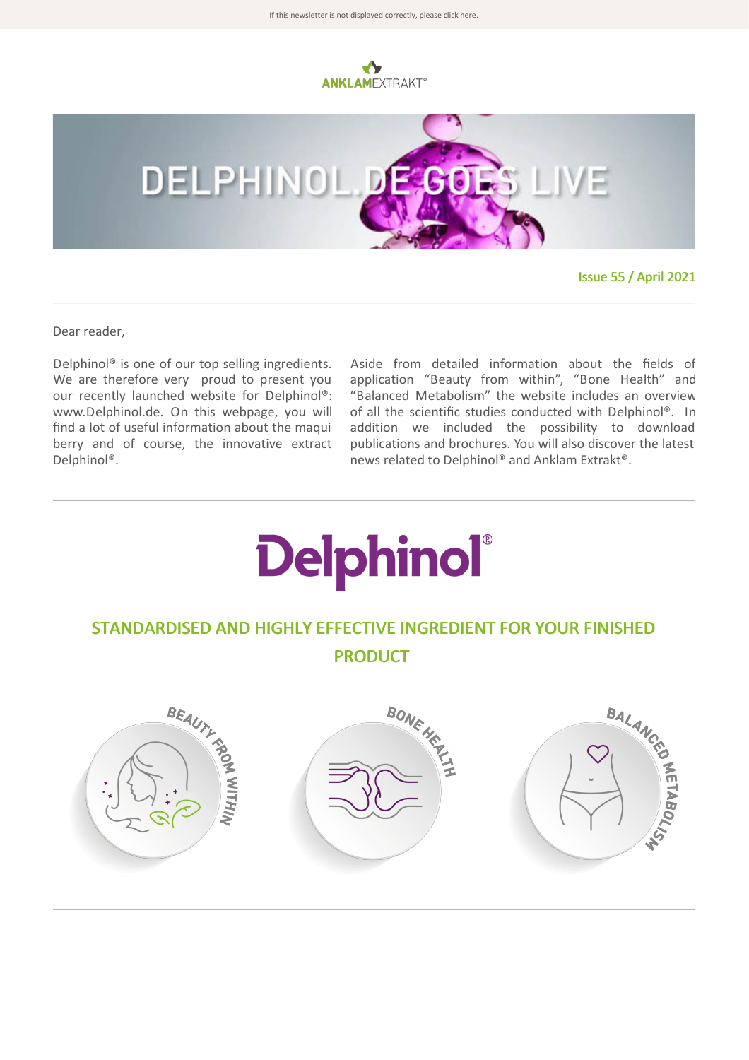If this newsletter is not displayed correctly, please click here.

ANKLAMEXTRAKT®

# DELPHINOL.DE GOES LIVE

**Issue 55 / April 2021**

Dear reader,

Delphinol® is one of our top selling ingredients. We are therefore very proud to present you our recently launched website for Delphinol®: www.Delphinol.de. On this webpage, you will find a lot of useful information about the maqui berry and of course, the innovative extract Delphinol®.

Aside from detailed information about the fields of application "Beauty from within", "Bone Health" and "Balanced Metabolism" the website includes an overview of all the scientific studies conducted with Delphinol®. In addition we included the possibility to download publications and brochures. You will also discover the latest news related to Delphinol® and Anklam Extrakt®.

Delphinol®

## STANDARDISED AND HIGHLY EFFECTIVE INGREDIENT FOR YOUR FINISHED PRODUCT

BEAUTY FROM WITHIN

BONE HEALTH

BALANCED METABOLISM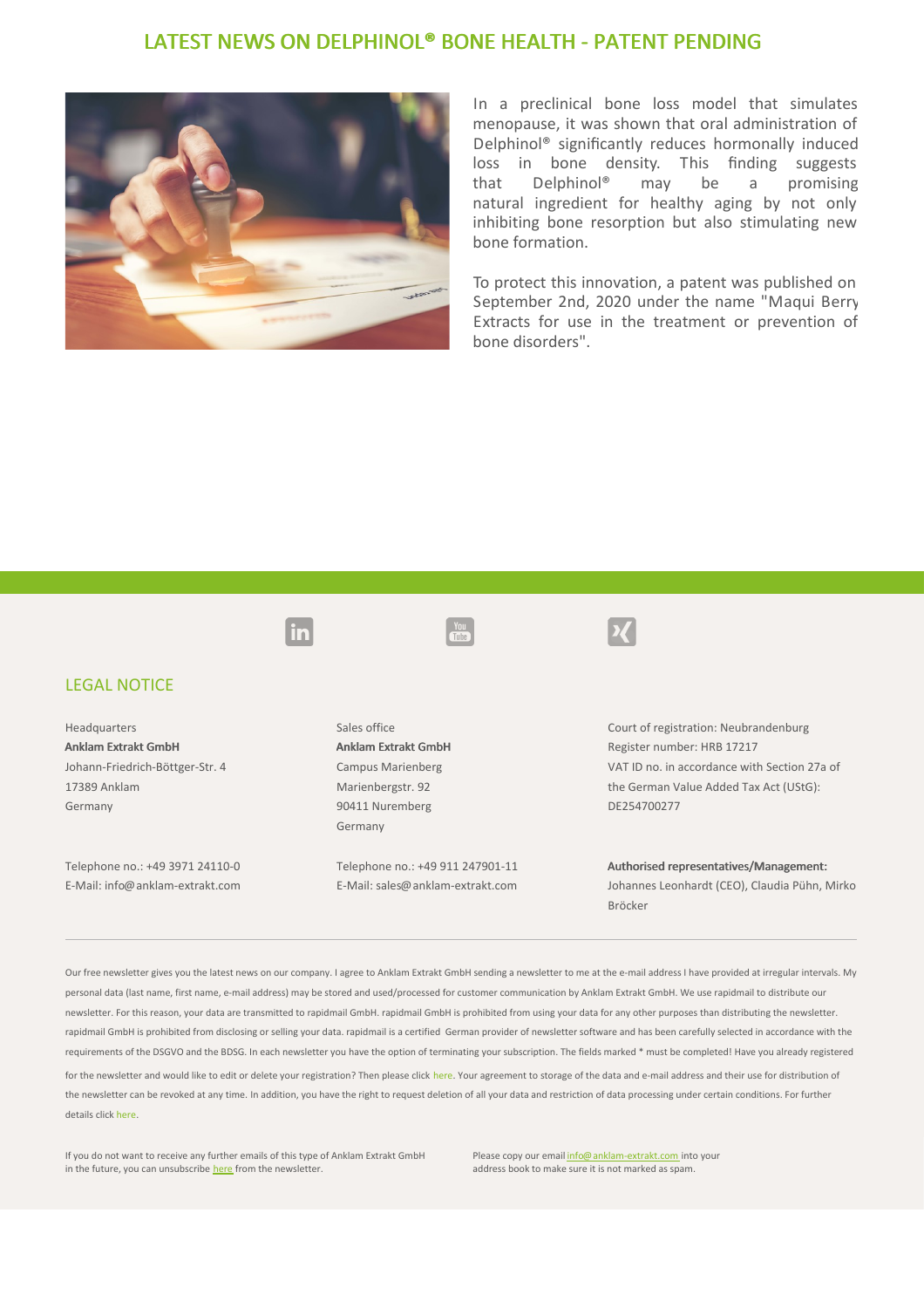## LATEST NEWS ON DELPHINOL® BONE HEALTH - PATENT PENDING

In a preclinical bone loss model that simulates menopause, it was shown that oral administration of Delphinol® significantly reduces hormonally induced loss in bone density. This finding suggests that Delphinol® may be a promising natural ingredient for healthy aging by not only inhibiting bone resorption but also stimulating new bone formation.

To protect this innovation, a patent was published on September 2nd, 2020 under the name "Maqui Berry Extracts for use in the treatment or prevention of bone disorders".

### LEGAL NOTICE

Headquarters
**Anklam Extrakt GmbH**
Johann-Friedrich-Böttger-Str. 4
17389 Anklam
Germany

Telephone no.: +49 3971 24110-0
E-Mail: info@anklam-extrakt.com

Sales office
**Anklam Extrakt GmbH**
Campus Marienberg
Marienbergstr. 92
90411 Nuremberg
Germany

Telephone no.: +49 911 247901-11
E-Mail: sales@anklam-extrakt.com

Court of registration: Neubrandenburg
Register number: HRB 17217
VAT ID no. in accordance with Section 27a of the German Value Added Tax Act (UStG): DE254700277

**Authorised representatives/Management:**
Johannes Leonhardt (CEO), Claudia Pühn, Mirko Bröcker

---

Our free newsletter gives you the latest news on our company. I agree to Anklam Extrakt GmbH sending a newsletter to me at the e-mail address I have provided at irregular intervals. My personal data (last name, first name, e-mail address) may be stored and used/processed for customer communication by Anklam Extrakt GmbH. We use rapidmail to distribute our newsletter. For this reason, your data are transmitted to rapidmail GmbH. rapidmail GmbH is prohibited from using your data for any other purposes than distributing the newsletter. rapidmail GmbH is prohibited from disclosing or selling your data. rapidmail is a certified German provider of newsletter software and has been carefully selected in accordance with the requirements of the DSGVO and the BDSG. In each newsletter you have the option of terminating your subscription. The fields marked * must be completed! Have you already registered for the newsletter and would like to edit or delete your registration? Then please click here. Your agreement to storage of the data and e-mail address and their use for distribution of the newsletter can be revoked at any time. In addition, you have the right to request deletion of all your data and restriction of data processing under certain conditions. For further details click here.

If you do not want to receive any further emails of this type of Anklam Extrakt GmbH in the future, you can unsubscribe here from the newsletter.

Please copy our email info@anklam-extrakt.com into your address book to make sure it is not marked as spam.